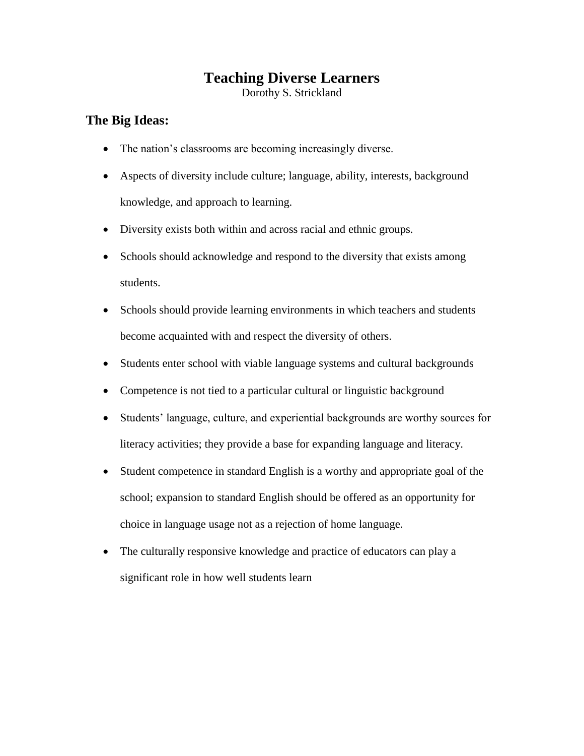# Teaching Diverse Learners

Dorothy S. Strickland

## The Big Ideas:

- The nation's classrooms are becoming increasingly diverse.
- Aspects of diversity include culture; language, ability, interests, background knowledge, and approach to learning.
- Diversity exists both within and across racial and ethnic groups.
- Schools should acknowledge and respond to the diversity that exists among students.
- Schools should provide learning environments in which teachers and students become acquainted with and respect the diversity of others.
- Students enter school with viable language systems and cultural backgrounds
- Competence is not tied to a particular cultural or linguistic background
- Students' language, culture, and experiential backgrounds are worthy sources for literacy activities; they provide a base for expanding language and literacy.
- Student competence in standard English is a worthy and appropriate goal of the school; expansion to standard English should be offered as an opportunity for choice in language usage not as a rejection of home language.
- The culturally responsive knowledge and practice of educators can play a significant role in how well students learn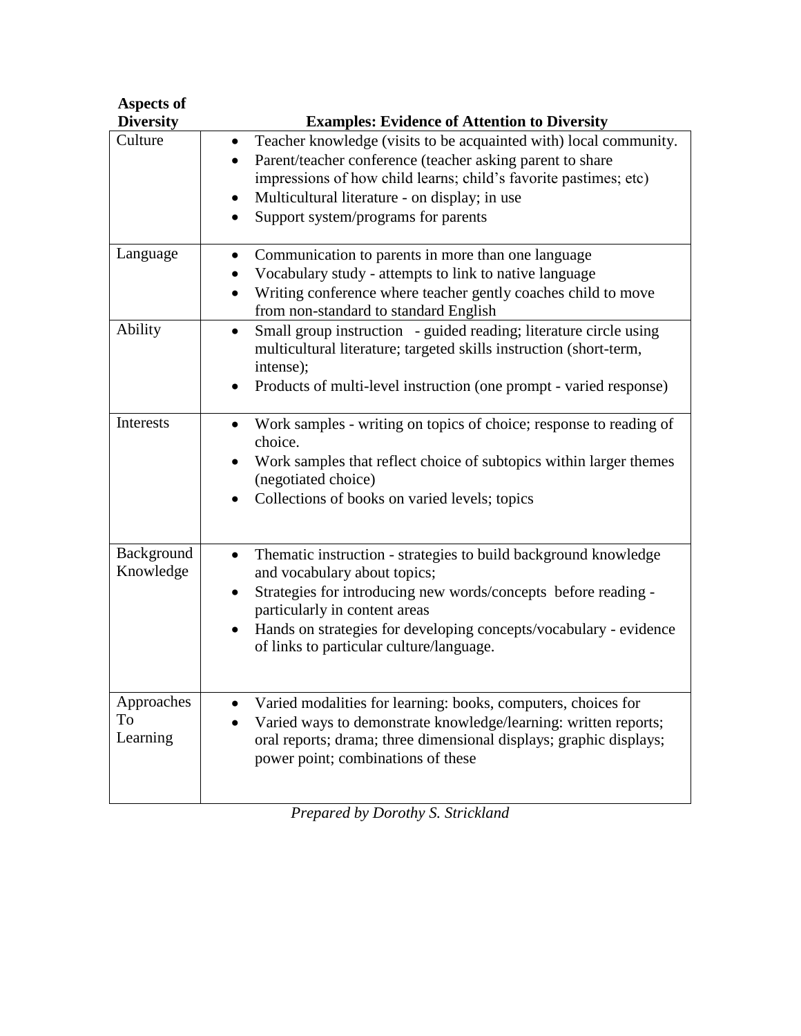| Aspects of Diversity | Examples: Evidence of Attention to Diversity |
|---|---|
| Culture | • Teacher knowledge (visits to be acquainted with) local community.<br>• Parent/teacher conference (teacher asking parent to share impressions of how child learns; child's favorite pastimes; etc)<br>• Multicultural literature - on display; in use<br>• Support system/programs for parents |
| Language | • Communication to parents in more than one language<br>• Vocabulary study - attempts to link to native language<br>• Writing conference where teacher gently coaches child to move from non-standard to standard English |
| Ability | • Small group instruction - guided reading; literature circle using multicultural literature; targeted skills instruction (short-term, intense);<br>• Products of multi-level instruction (one prompt - varied response) |
| Interests | • Work samples - writing on topics of choice; response to reading of choice.<br>• Work samples that reflect choice of subtopics within larger themes (negotiated choice)<br>• Collections of books on varied levels; topics |
| Background Knowledge | • Thematic instruction - strategies to build background knowledge and vocabulary about topics;<br>• Strategies for introducing new words/concepts before reading - particularly in content areas<br>• Hands on strategies for developing concepts/vocabulary - evidence of links to particular culture/language. |
| Approaches To Learning | • Varied modalities for learning: books, computers, choices for<br>• Varied ways to demonstrate knowledge/learning: written reports; oral reports; drama; three dimensional displays; graphic displays; power point; combinations of these |

*Prepared by Dorothy S. Strickland*